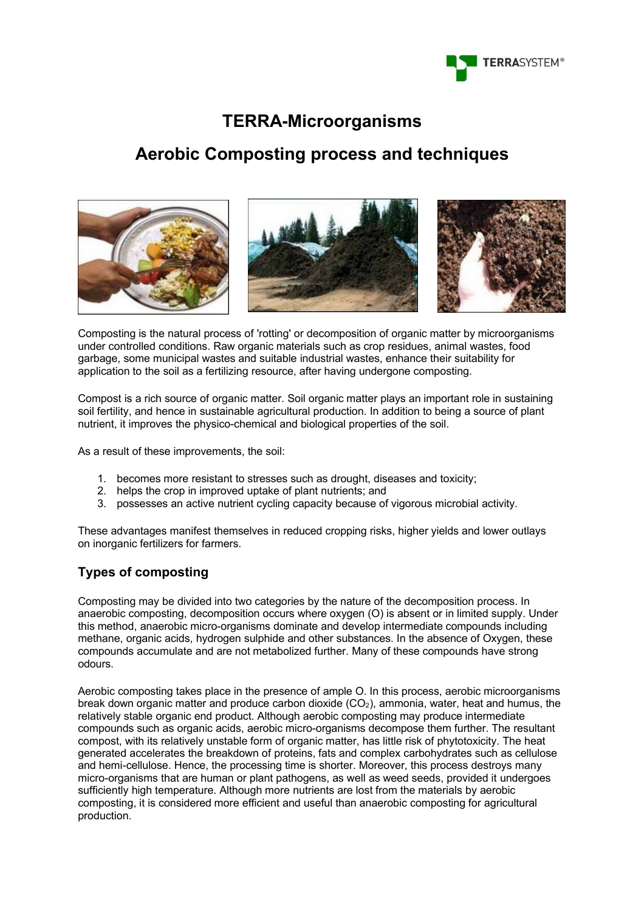# TERRA-Microorganisms

# Aerobic Composting process and techniques

Composting is the natural process of 'rotting' or decomposition of organic matter by microorganisms under controlled conditions. Raw organic materials such as crop residues, animal wastes, food garbage, some municipal wastes and suitable industrial wastes, enhance their suitability for application to the soil as a fertilizing resource, after having undergone composting.

Compost is a rich source of organic matter. Soil organic matter plays an important role in sustaining soil fertility, and hence in sustainable agricultural production. In addition to being a source of plant nutrient, it improves the physico-chemical and biological properties of the soil.

As a result of these improvements, the soil:

1. becomes more resistant to stresses such as drought, diseases and toxicity;
2. helps the crop in improved uptake of plant nutrients; and
3. possesses an active nutrient cycling capacity because of vigorous microbial activity.

These advantages manifest themselves in reduced cropping risks, higher yields and lower outlays on inorganic fertilizers for farmers.

## Types of composting

Composting may be divided into two categories by the nature of the decomposition process. In anaerobic composting, decomposition occurs where oxygen (O) is absent or in limited supply. Under this method, anaerobic micro-organisms dominate and develop intermediate compounds including methane, organic acids, hydrogen sulphide and other substances. In the absence of Oxygen, these compounds accumulate and are not metabolized further. Many of these compounds have strong odours.

Aerobic composting takes place in the presence of ample O. In this process, aerobic microorganisms break down organic matter and produce carbon dioxide ($CO_2$), ammonia, water, heat and humus, the relatively stable organic end product. Although aerobic composting may produce intermediate compounds such as organic acids, aerobic micro-organisms decompose them further. The resultant compost, with its relatively unstable form of organic matter, has little risk of phytotoxicity. The heat generated accelerates the breakdown of proteins, fats and complex carbohydrates such as cellulose and hemi-cellulose. Hence, the processing time is shorter. Moreover, this process destroys many micro-organisms that are human or plant pathogens, as well as weed seeds, provided it undergoes sufficiently high temperature. Although more nutrients are lost from the materials by aerobic composting, it is considered more efficient and useful than anaerobic composting for agricultural production.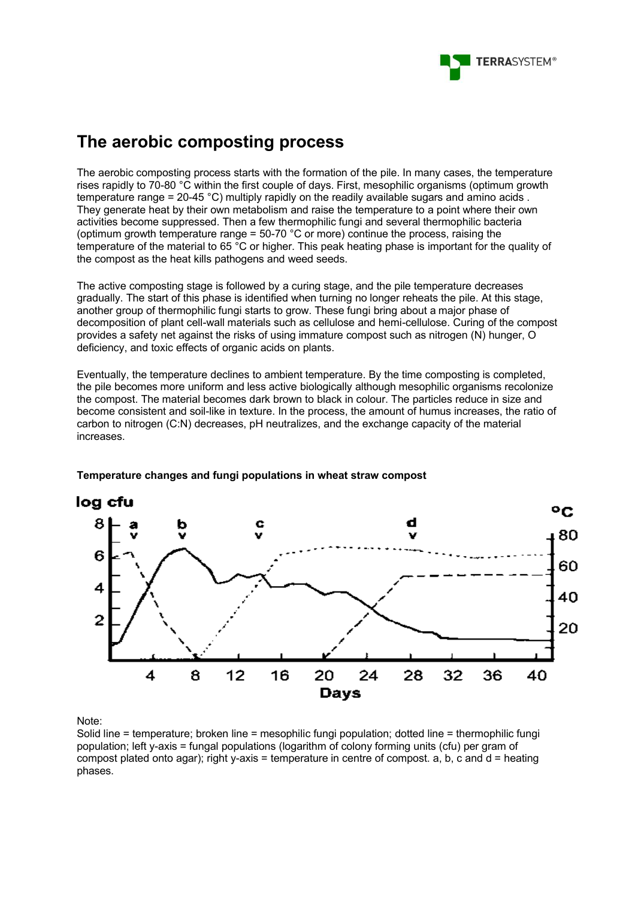# The aerobic composting process

The aerobic composting process starts with the formation of the pile. In many cases, the temperature rises rapidly to 70-80 °C within the first couple of days. First, mesophilic organisms (optimum growth temperature range = 20-45 °C) multiply rapidly on the readily available sugars and amino acids . They generate heat by their own metabolism and raise the temperature to a point where their own activities become suppressed. Then a few thermophilic fungi and several thermophilic bacteria (optimum growth temperature range = 50-70 °C or more) continue the process, raising the temperature of the material to 65 °C or higher. This peak heating phase is important for the quality of the compost as the heat kills pathogens and weed seeds.

The active composting stage is followed by a curing stage, and the pile temperature decreases gradually. The start of this phase is identified when turning no longer reheats the pile. At this stage, another group of thermophilic fungi starts to grow. These fungi bring about a major phase of decomposition of plant cell-wall materials such as cellulose and hemi-cellulose. Curing of the compost provides a safety net against the risks of using immature compost such as nitrogen (N) hunger, O deficiency, and toxic effects of organic acids on plants.

Eventually, the temperature declines to ambient temperature. By the time composting is completed, the pile becomes more uniform and less active biologically although mesophilic organisms recolonize the compost. The material becomes dark brown to black in colour. The particles reduce in size and become consistent and soil-like in texture. In the process, the amount of humus increases, the ratio of carbon to nitrogen (C:N) decreases, pH neutralizes, and the exchange capacity of the material increases.

**Temperature changes and fungi populations in wheat straw compost**

Note:
Solid line = temperature; broken line = mesophilic fungi population; dotted line = thermophilic fungi population; left y-axis = fungal populations (logarithm of colony forming units (cfu) per gram of compost plated onto agar); right y-axis = temperature in centre of compost. a, b, c and d = heating phases.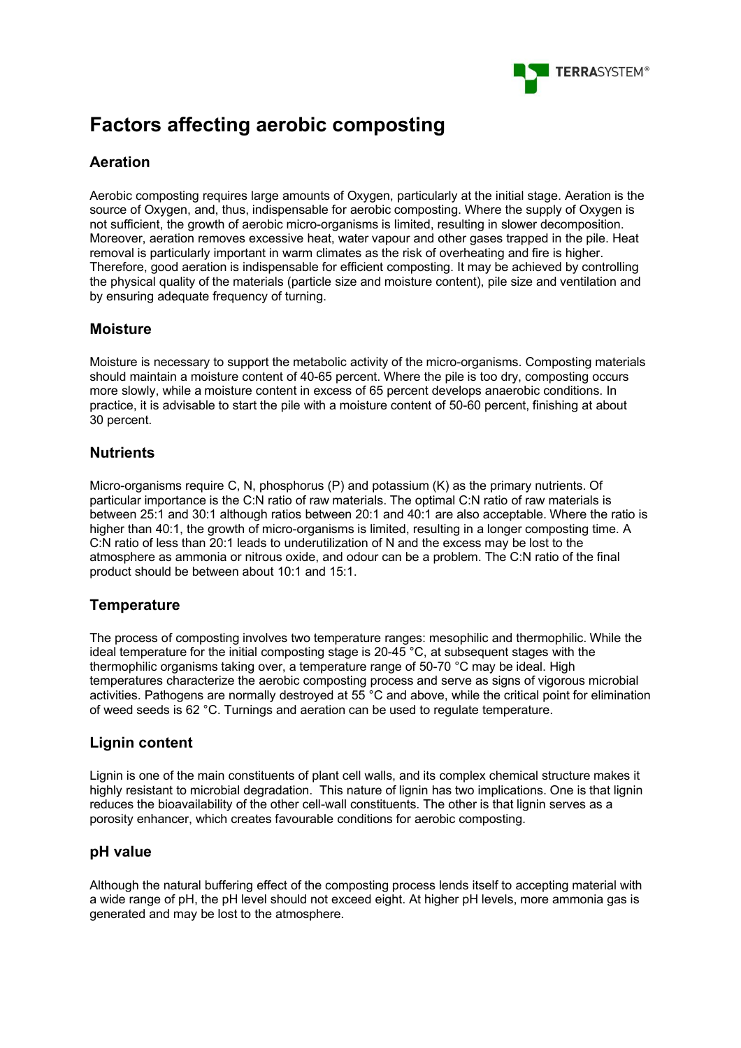# Factors affecting aerobic composting

## Aeration

Aerobic composting requires large amounts of Oxygen, particularly at the initial stage. Aeration is the source of Oxygen, and, thus, indispensable for aerobic composting. Where the supply of Oxygen is not sufficient, the growth of aerobic micro-organisms is limited, resulting in slower decomposition. Moreover, aeration removes excessive heat, water vapour and other gases trapped in the pile. Heat removal is particularly important in warm climates as the risk of overheating and fire is higher. Therefore, good aeration is indispensable for efficient composting. It may be achieved by controlling the physical quality of the materials (particle size and moisture content), pile size and ventilation and by ensuring adequate frequency of turning.

## Moisture

Moisture is necessary to support the metabolic activity of the micro-organisms. Composting materials should maintain a moisture content of 40-65 percent. Where the pile is too dry, composting occurs more slowly, while a moisture content in excess of 65 percent develops anaerobic conditions. In practice, it is advisable to start the pile with a moisture content of 50-60 percent, finishing at about 30 percent.

## Nutrients

Micro-organisms require C, N, phosphorus (P) and potassium (K) as the primary nutrients. Of particular importance is the C:N ratio of raw materials. The optimal C:N ratio of raw materials is between 25:1 and 30:1 although ratios between 20:1 and 40:1 are also acceptable. Where the ratio is higher than 40:1, the growth of micro-organisms is limited, resulting in a longer composting time. A C:N ratio of less than 20:1 leads to underutilization of N and the excess may be lost to the atmosphere as ammonia or nitrous oxide, and odour can be a problem. The C:N ratio of the final product should be between about 10:1 and 15:1.

## Temperature

The process of composting involves two temperature ranges: mesophilic and thermophilic. While the ideal temperature for the initial composting stage is 20-45 °C, at subsequent stages with the thermophilic organisms taking over, a temperature range of 50-70 °C may be ideal. High temperatures characterize the aerobic composting process and serve as signs of vigorous microbial activities. Pathogens are normally destroyed at 55 °C and above, while the critical point for elimination of weed seeds is 62 °C. Turnings and aeration can be used to regulate temperature.

## Lignin content

Lignin is one of the main constituents of plant cell walls, and its complex chemical structure makes it highly resistant to microbial degradation. This nature of lignin has two implications. One is that lignin reduces the bioavailability of the other cell-wall constituents. The other is that lignin serves as a porosity enhancer, which creates favourable conditions for aerobic composting.

## pH value

Although the natural buffering effect of the composting process lends itself to accepting material with a wide range of pH, the pH level should not exceed eight. At higher pH levels, more ammonia gas is generated and may be lost to the atmosphere.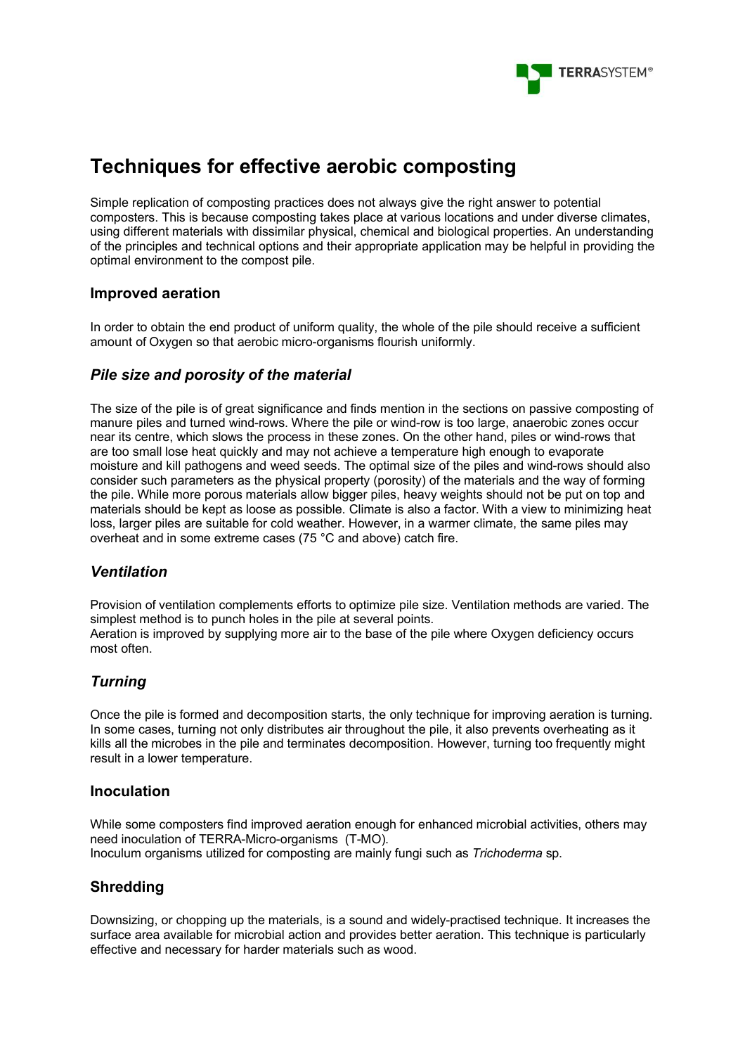# Techniques for effective aerobic composting

Simple replication of composting practices does not always give the right answer to potential composters. This is because composting takes place at various locations and under diverse climates, using different materials with dissimilar physical, chemical and biological properties. An understanding of the principles and technical options and their appropriate application may be helpful in providing the optimal environment to the compost pile.

## Improved aeration

In order to obtain the end product of uniform quality, the whole of the pile should receive a sufficient amount of Oxygen so that aerobic micro-organisms flourish uniformly.

### *Pile size and porosity of the material*

The size of the pile is of great significance and finds mention in the sections on passive composting of manure piles and turned wind-rows. Where the pile or wind-row is too large, anaerobic zones occur near its centre, which slows the process in these zones. On the other hand, piles or wind-rows that are too small lose heat quickly and may not achieve a temperature high enough to evaporate moisture and kill pathogens and weed seeds. The optimal size of the piles and wind-rows should also consider such parameters as the physical property (porosity) of the materials and the way of forming the pile. While more porous materials allow bigger piles, heavy weights should not be put on top and materials should be kept as loose as possible. Climate is also a factor. With a view to minimizing heat loss, larger piles are suitable for cold weather. However, in a warmer climate, the same piles may overheat and in some extreme cases (75 °C and above) catch fire.

### *Ventilation*

Provision of ventilation complements efforts to optimize pile size. Ventilation methods are varied. The simplest method is to punch holes in the pile at several points.
Aeration is improved by supplying more air to the base of the pile where Oxygen deficiency occurs most often.

### *Turning*

Once the pile is formed and decomposition starts, the only technique for improving aeration is turning. In some cases, turning not only distributes air throughout the pile, it also prevents overheating as it kills all the microbes in the pile and terminates decomposition. However, turning too frequently might result in a lower temperature.

## Inoculation

While some composters find improved aeration enough for enhanced microbial activities, others may need inoculation of TERRA-Micro-organisms (T-MO).
Inoculum organisms utilized for composting are mainly fungi such as *Trichoderma* sp.

## Shredding

Downsizing, or chopping up the materials, is a sound and widely-practised technique. It increases the surface area available for microbial action and provides better aeration. This technique is particularly effective and necessary for harder materials such as wood.